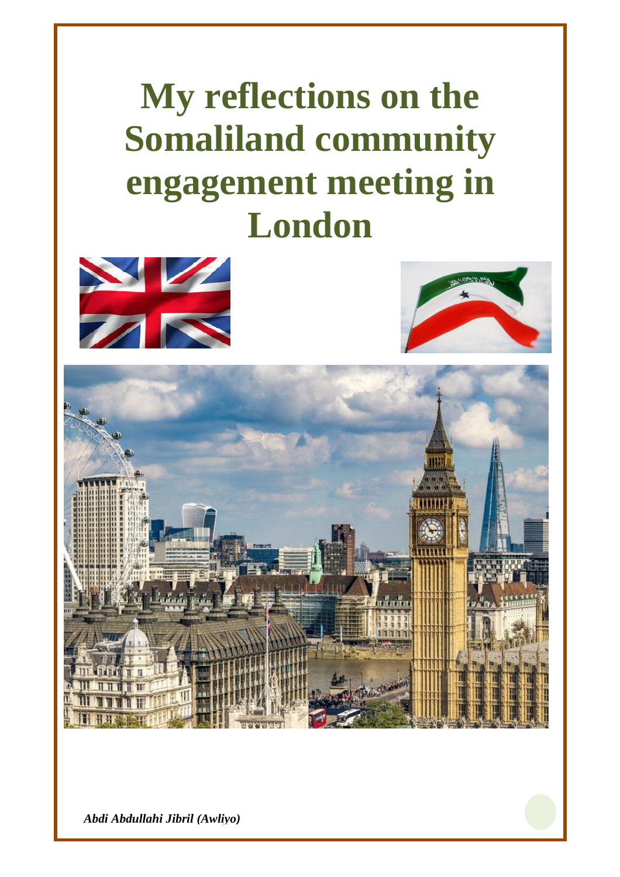# My reflections on the Somaliland community engagement meeting in London

*Abdi Abdullahi Jibril (Awliyo)*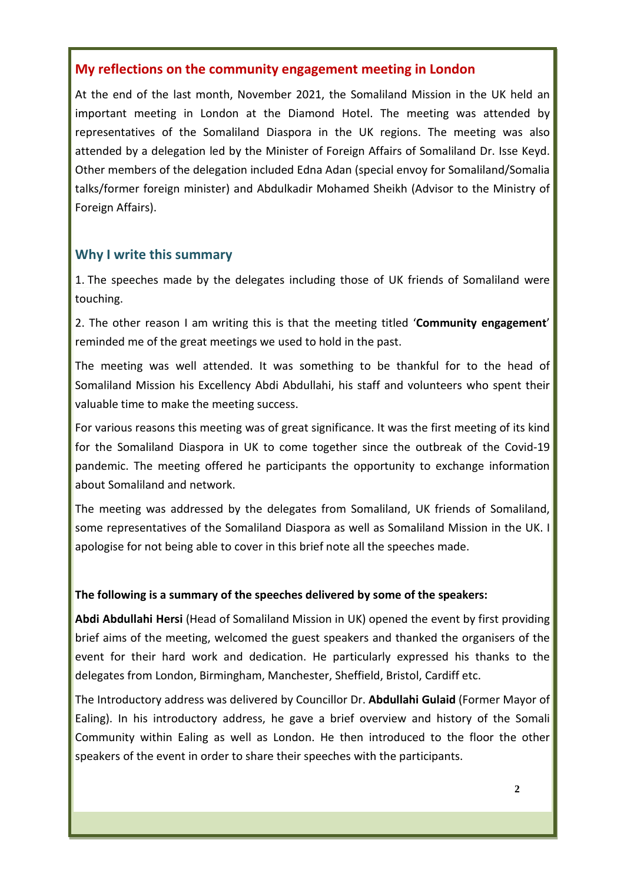## My reflections on the community engagement meeting in London

At the end of the last month, November 2021, the Somaliland Mission in the UK held an important meeting in London at the Diamond Hotel. The meeting was attended by representatives of the Somaliland Diaspora in the UK regions. The meeting was also attended by a delegation led by the Minister of Foreign Affairs of Somaliland Dr. Isse Keyd. Other members of the delegation included Edna Adan (special envoy for Somaliland/Somalia talks/former foreign minister) and Abdulkadir Mohamed Sheikh (Advisor to the Ministry of Foreign Affairs).

### Why I write this summary

1. The speeches made by the delegates including those of UK friends of Somaliland were touching.

2. The other reason I am writing this is that the meeting titled '**Community engagement**' reminded me of the great meetings we used to hold in the past.

The meeting was well attended. It was something to be thankful for to the head of Somaliland Mission his Excellency Abdi Abdullahi, his staff and volunteers who spent their valuable time to make the meeting success.

For various reasons this meeting was of great significance. It was the first meeting of its kind for the Somaliland Diaspora in UK to come together since the outbreak of the Covid-19 pandemic. The meeting offered he participants the opportunity to exchange information about Somaliland and network.

The meeting was addressed by the delegates from Somaliland, UK friends of Somaliland, some representatives of the Somaliland Diaspora as well as Somaliland Mission in the UK. I apologise for not being able to cover in this brief note all the speeches made.

**The following is a summary of the speeches delivered by some of the speakers:**

**Abdi Abdullahi Hersi** (Head of Somaliland Mission in UK) opened the event by first providing brief aims of the meeting, welcomed the guest speakers and thanked the organisers of the event for their hard work and dedication. He particularly expressed his thanks to the delegates from London, Birmingham, Manchester, Sheffield, Bristol, Cardiff etc.

The Introductory address was delivered by Councillor Dr. **Abdullahi Gulaid** (Former Mayor of Ealing). In his introductory address, he gave a brief overview and history of the Somali Community within Ealing as well as London. He then introduced to the floor the other speakers of the event in order to share their speeches with the participants.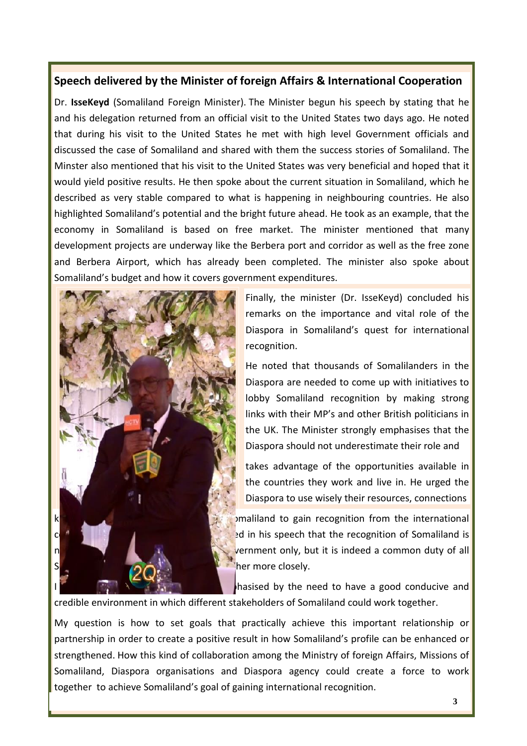## Speech delivered by the Minister of foreign Affairs & International Cooperation

Dr. **IsseKeyd** (Somaliland Foreign Minister). The Minister begun his speech by stating that he and his delegation returned from an official visit to the United States two days ago. He noted that during his visit to the United States he met with high level Government officials and discussed the case of Somaliland and shared with them the success stories of Somaliland. The Minster also mentioned that his visit to the United States was very beneficial and hoped that it would yield positive results. He then spoke about the current situation in Somaliland, which he described as very stable compared to what is happening in neighbouring countries. He also highlighted Somaliland's potential and the bright future ahead. He took as an example, that the economy in Somaliland is based on free market. The minister mentioned that many development projects are underway like the Berbera port and corridor as well as the free zone and Berbera Airport, which has already been completed. The minister also spoke about Somaliland's budget and how it covers government expenditures.

Finally, the minister (Dr. IsseKeyd) concluded his remarks on the importance and vital role of the Diaspora in Somaliland's quest for international recognition.

He noted that thousands of Somalilanders in the Diaspora are needed to come up with initiatives to lobby Somaliland recognition by making strong links with their MP's and other British politicians in the UK. The Minister strongly emphasises that the Diaspora should not underestimate their role and

takes advantage of the opportunities available in the countries they work and live in. He urged the Diaspora to use wisely their resources, connections

k... [Som]aliland to gain recognition from the international c... [stat]ed in his speech that the recognition of Somaliland is n... [Go]vernment only, but it is indeed a common duty of all S... [toget]her more closely.

I... [emp]hasised by the need to have a good conducive and credible environment in which different stakeholders of Somaliland could work together.

My question is how to set goals that practically achieve this important relationship or partnership in order to create a positive result in how Somaliland's profile can be enhanced or strengthened. How this kind of collaboration among the Ministry of foreign Affairs, Missions of Somaliland, Diaspora organisations and Diaspora agency could create a force to work together to achieve Somaliland's goal of gaining international recognition.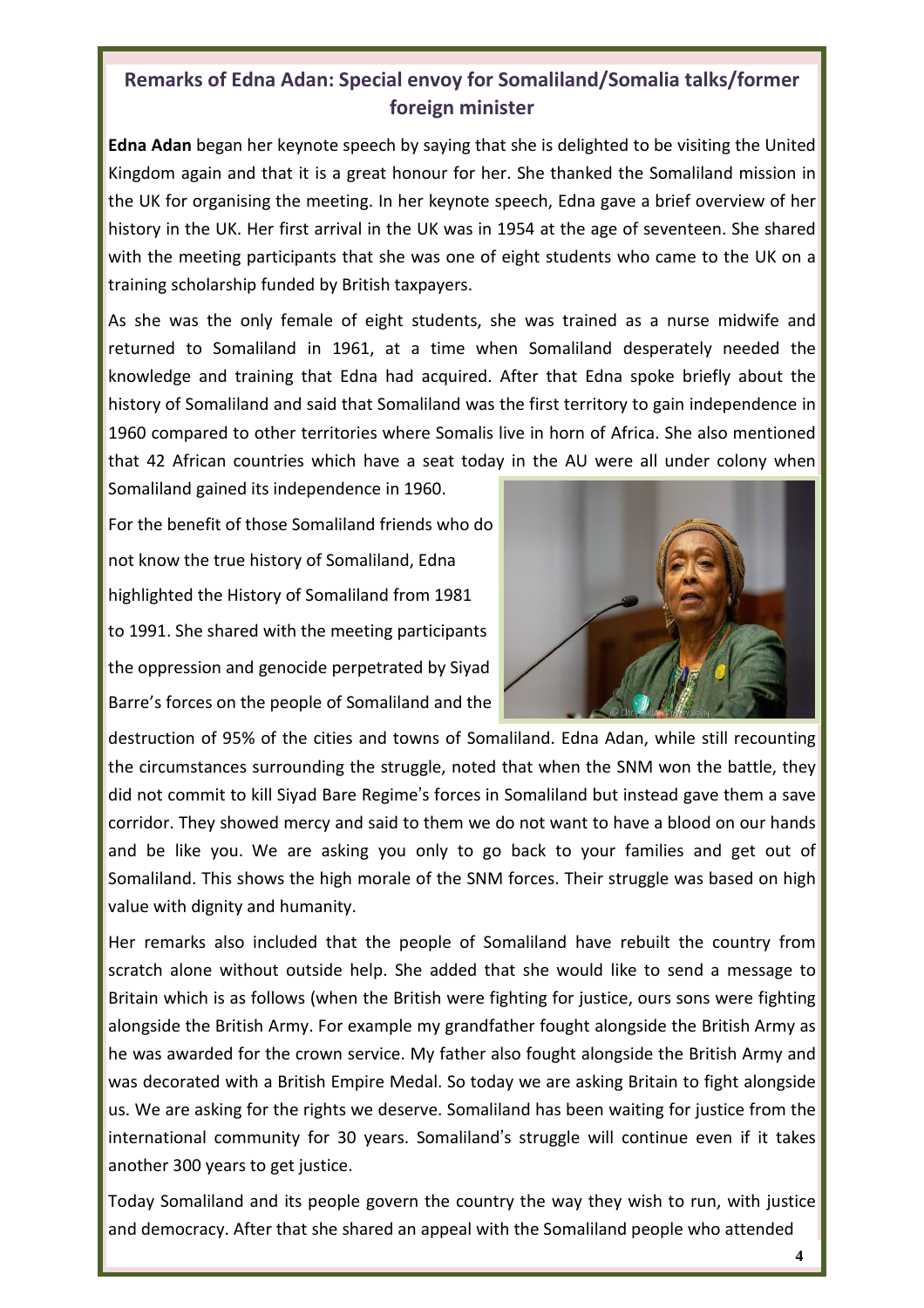## Remarks of Edna Adan: Special envoy for Somaliland/Somalia talks/former foreign minister

**Edna Adan** began her keynote speech by saying that she is delighted to be visiting the United Kingdom again and that it is a great honour for her. She thanked the Somaliland mission in the UK for organising the meeting. In her keynote speech, Edna gave a brief overview of her history in the UK. Her first arrival in the UK was in 1954 at the age of seventeen. She shared with the meeting participants that she was one of eight students who came to the UK on a training scholarship funded by British taxpayers.

As she was the only female of eight students, she was trained as a nurse midwife and returned to Somaliland in 1961, at a time when Somaliland desperately needed the knowledge and training that Edna had acquired. After that Edna spoke briefly about the history of Somaliland and said that Somaliland was the first territory to gain independence in 1960 compared to other territories where Somalis live in horn of Africa. She also mentioned that 42 African countries which have a seat today in the AU were all under colony when Somaliland gained its independence in 1960.

For the benefit of those Somaliland friends who do not know the true history of Somaliland, Edna highlighted the History of Somaliland from 1981 to 1991. She shared with the meeting participants the oppression and genocide perpetrated by Siyad Barre's forces on the people of Somaliland and the destruction of 95% of the cities and towns of Somaliland. Edna Adan, while still recounting the circumstances surrounding the struggle, noted that when the SNM won the battle, they did not commit to kill Siyad Bare Regime's forces in Somaliland but instead gave them a save corridor. They showed mercy and said to them we do not want to have a blood on our hands and be like you. We are asking you only to go back to your families and get out of Somaliland. This shows the high morale of the SNM forces. Their struggle was based on high value with dignity and humanity.

Her remarks also included that the people of Somaliland have rebuilt the country from scratch alone without outside help. She added that she would like to send a message to Britain which is as follows (when the British were fighting for justice, ours sons were fighting alongside the British Army. For example my grandfather fought alongside the British Army as he was awarded for the crown service. My father also fought alongside the British Army and was decorated with a British Empire Medal. So today we are asking Britain to fight alongside us. We are asking for the rights we deserve. Somaliland has been waiting for justice from the international community for 30 years. Somaliland's struggle will continue even if it takes another 300 years to get justice.

Today Somaliland and its people govern the country the way they wish to run, with justice and democracy. After that she shared an appeal with the Somaliland people who attended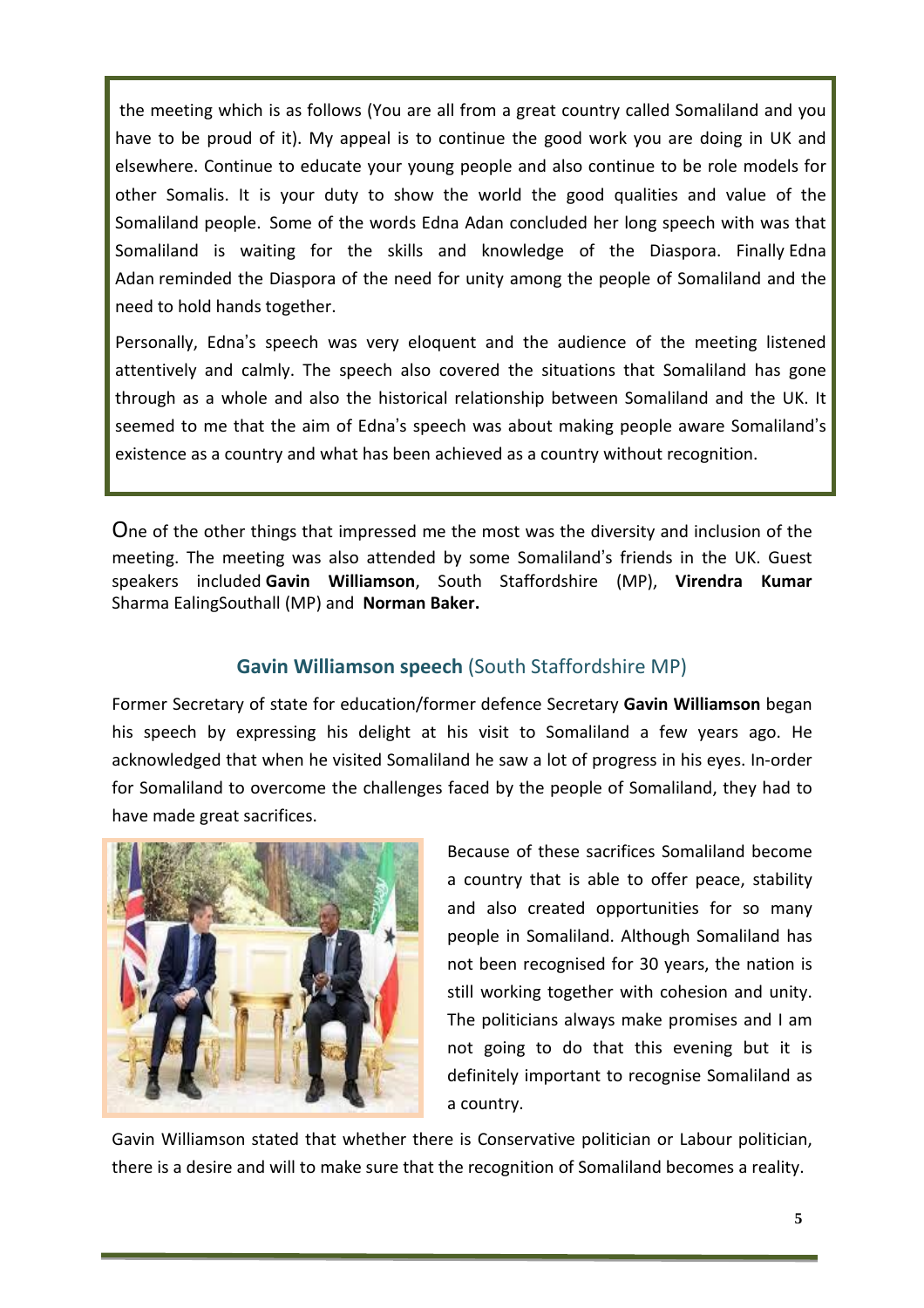the meeting which is as follows (You are all from a great country called Somaliland and you have to be proud of it). My appeal is to continue the good work you are doing in UK and elsewhere. Continue to educate your young people and also continue to be role models for other Somalis. It is your duty to show the world the good qualities and value of the Somaliland people. Some of the words Edna Adan concluded her long speech with was that Somaliland is waiting for the skills and knowledge of the Diaspora. Finally Edna Adan reminded the Diaspora of the need for unity among the people of Somaliland and the need to hold hands together.

Personally, Edna's speech was very eloquent and the audience of the meeting listened attentively and calmly. The speech also covered the situations that Somaliland has gone through as a whole and also the historical relationship between Somaliland and the UK. It seemed to me that the aim of Edna's speech was about making people aware Somaliland's existence as a country and what has been achieved as a country without recognition.

One of the other things that impressed me the most was the diversity and inclusion of the meeting. The meeting was also attended by some Somaliland's friends in the UK. Guest speakers included **Gavin Williamson**, South Staffordshire (MP), **Virendra Kumar** Sharma EalingSouthall (MP) and **Norman Baker.**

## **Gavin Williamson speech** (South Staffordshire MP)

Former Secretary of state for education/former defence Secretary **Gavin Williamson** began his speech by expressing his delight at his visit to Somaliland a few years ago. He acknowledged that when he visited Somaliland he saw a lot of progress in his eyes. In-order for Somaliland to overcome the challenges faced by the people of Somaliland, they had to have made great sacrifices.

Because of these sacrifices Somaliland become a country that is able to offer peace, stability and also created opportunities for so many people in Somaliland. Although Somaliland has not been recognised for 30 years, the nation is still working together with cohesion and unity. The politicians always make promises and I am not going to do that this evening but it is definitely important to recognise Somaliland as a country.

Gavin Williamson stated that whether there is Conservative politician or Labour politician, there is a desire and will to make sure that the recognition of Somaliland becomes a reality.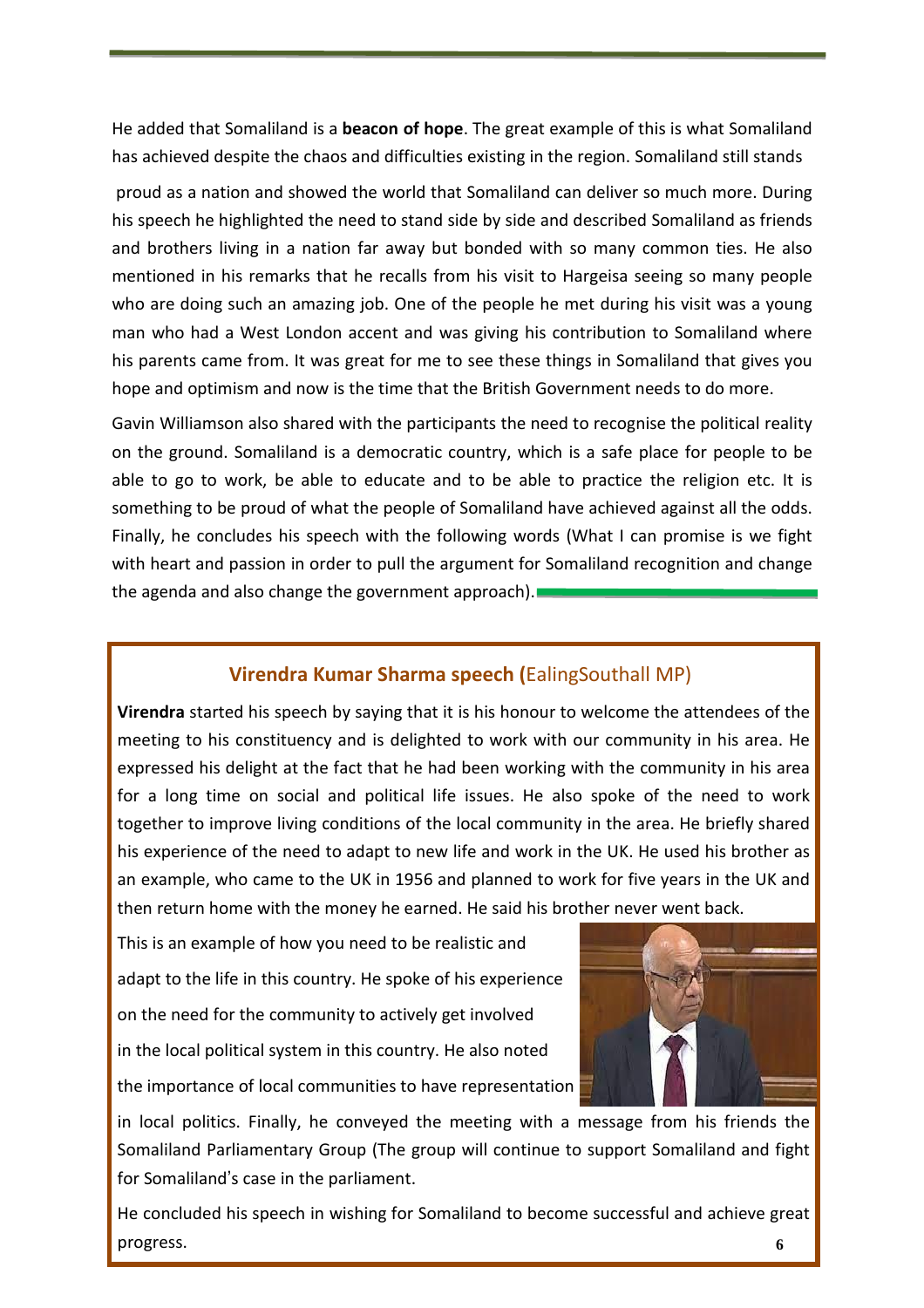He added that Somaliland is a **beacon of hope**. The great example of this is what Somaliland has achieved despite the chaos and difficulties existing in the region. Somaliland still stands proud as a nation and showed the world that Somaliland can deliver so much more. During his speech he highlighted the need to stand side by side and described Somaliland as friends and brothers living in a nation far away but bonded with so many common ties. He also mentioned in his remarks that he recalls from his visit to Hargeisa seeing so many people who are doing such an amazing job. One of the people he met during his visit was a young man who had a West London accent and was giving his contribution to Somaliland where his parents came from. It was great for me to see these things in Somaliland that gives you hope and optimism and now is the time that the British Government needs to do more.

Gavin Williamson also shared with the participants the need to recognise the political reality on the ground. Somaliland is a democratic country, which is a safe place for people to be able to go to work, be able to educate and to be able to practice the religion etc. It is something to be proud of what the people of Somaliland have achieved against all the odds. Finally, he concludes his speech with the following words (What I can promise is we fight with heart and passion in order to pull the argument for Somaliland recognition and change the agenda and also change the government approach).

## Virendra Kumar Sharma speech (EalingSouthall MP)

**Virendra** started his speech by saying that it is his honour to welcome the attendees of the meeting to his constituency and is delighted to work with our community in his area. He expressed his delight at the fact that he had been working with the community in his area for a long time on social and political life issues. He also spoke of the need to work together to improve living conditions of the local community in the area. He briefly shared his experience of the need to adapt to new life and work in the UK. He used his brother as an example, who came to the UK in 1956 and planned to work for five years in the UK and then return home with the money he earned. He said his brother never went back.

This is an example of how you need to be realistic and adapt to the life in this country. He spoke of his experience on the need for the community to actively get involved in the local political system in this country. He also noted the importance of local communities to have representation in local politics. Finally, he conveyed the meeting with a message from his friends the Somaliland Parliamentary Group (The group will continue to support Somaliland and fight for Somaliland's case in the parliament.

He concluded his speech in wishing for Somaliland to become successful and achieve great progress.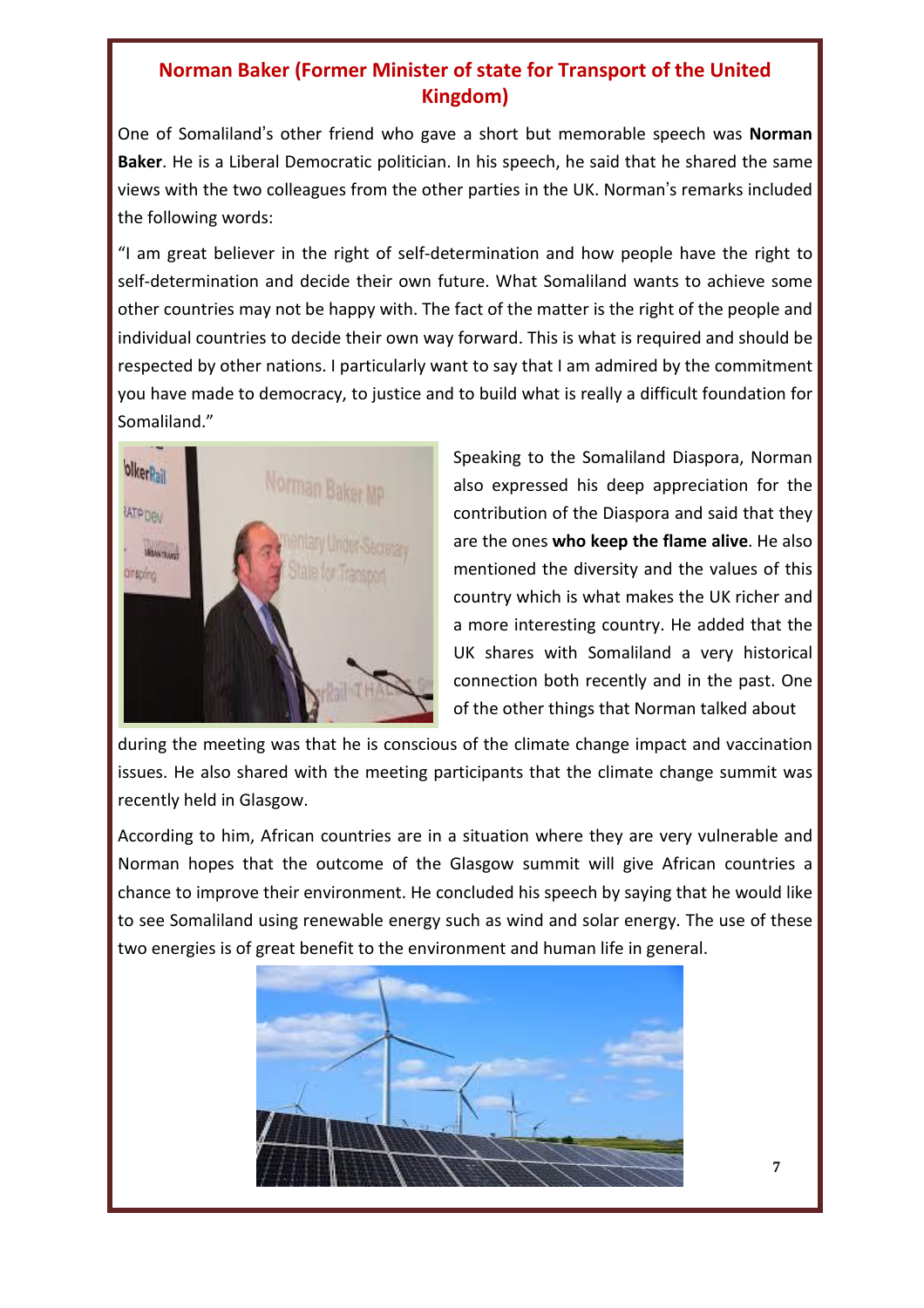## Norman Baker (Former Minister of state for Transport of the United Kingdom)

One of Somaliland's other friend who gave a short but memorable speech was **Norman Baker**. He is a Liberal Democratic politician. In his speech, he said that he shared the same views with the two colleagues from the other parties in the UK. Norman's remarks included the following words:

"I am great believer in the right of self-determination and how people have the right to self-determination and decide their own future. What Somaliland wants to achieve some other countries may not be happy with. The fact of the matter is the right of the people and individual countries to decide their own way forward. This is what is required and should be respected by other nations. I particularly want to say that I am admired by the commitment you have made to democracy, to justice and to build what is really a difficult foundation for Somaliland."

Speaking to the Somaliland Diaspora, Norman also expressed his deep appreciation for the contribution of the Diaspora and said that they are the ones **who keep the flame alive**. He also mentioned the diversity and the values of this country which is what makes the UK richer and a more interesting country. He added that the UK shares with Somaliland a very historical connection both recently and in the past. One of the other things that Norman talked about during the meeting was that he is conscious of the climate change impact and vaccination issues. He also shared with the meeting participants that the climate change summit was recently held in Glasgow.

According to him, African countries are in a situation where they are very vulnerable and Norman hopes that the outcome of the Glasgow summit will give African countries a chance to improve their environment. He concluded his speech by saying that he would like to see Somaliland using renewable energy such as wind and solar energy. The use of these two energies is of great benefit to the environment and human life in general.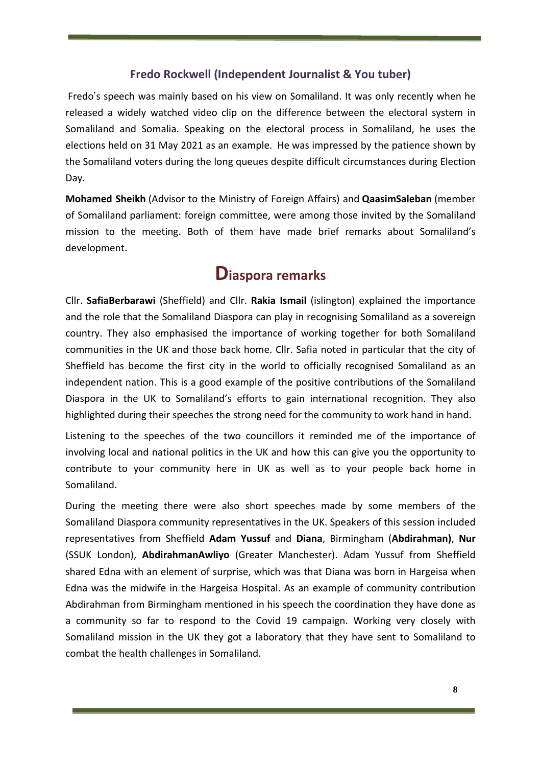### Fredo Rockwell (Independent Journalist & You tuber)

Fredo's speech was mainly based on his view on Somaliland. It was only recently when he released a widely watched video clip on the difference between the electoral system in Somaliland and Somalia. Speaking on the electoral process in Somaliland, he uses the elections held on 31 May 2021 as an example. He was impressed by the patience shown by the Somaliland voters during the long queues despite difficult circumstances during Election Day.

**Mohamed Sheikh** (Advisor to the Ministry of Foreign Affairs) and **QaasimSaleban** (member of Somaliland parliament: foreign committee, were among those invited by the Somaliland mission to the meeting. Both of them have made brief remarks about Somaliland's development.

## Diaspora remarks

Cllr. **SafiaBerbarawi** (Sheffield) and Cllr. **Rakia Ismail** (islington) explained the importance and the role that the Somaliland Diaspora can play in recognising Somaliland as a sovereign country. They also emphasised the importance of working together for both Somaliland communities in the UK and those back home. Cllr. Safia noted in particular that the city of Sheffield has become the first city in the world to officially recognised Somaliland as an independent nation. This is a good example of the positive contributions of the Somaliland Diaspora in the UK to Somaliland's efforts to gain international recognition. They also highlighted during their speeches the strong need for the community to work hand in hand.

Listening to the speeches of the two councillors it reminded me of the importance of involving local and national politics in the UK and how this can give you the opportunity to contribute to your community here in UK as well as to your people back home in Somaliland.

During the meeting there were also short speeches made by some members of the Somaliland Diaspora community representatives in the UK. Speakers of this session included representatives from Sheffield **Adam Yussuf** and **Diana**, Birmingham (**Abdirahman)**, **Nur** (SSUK London), **AbdirahmanAwliyo** (Greater Manchester). Adam Yussuf from Sheffield shared Edna with an element of surprise, which was that Diana was born in Hargeisa when Edna was the midwife in the Hargeisa Hospital. As an example of community contribution Abdirahman from Birmingham mentioned in his speech the coordination they have done as a community so far to respond to the Covid 19 campaign. Working very closely with Somaliland mission in the UK they got a laboratory that they have sent to Somaliland to combat the health challenges in Somaliland.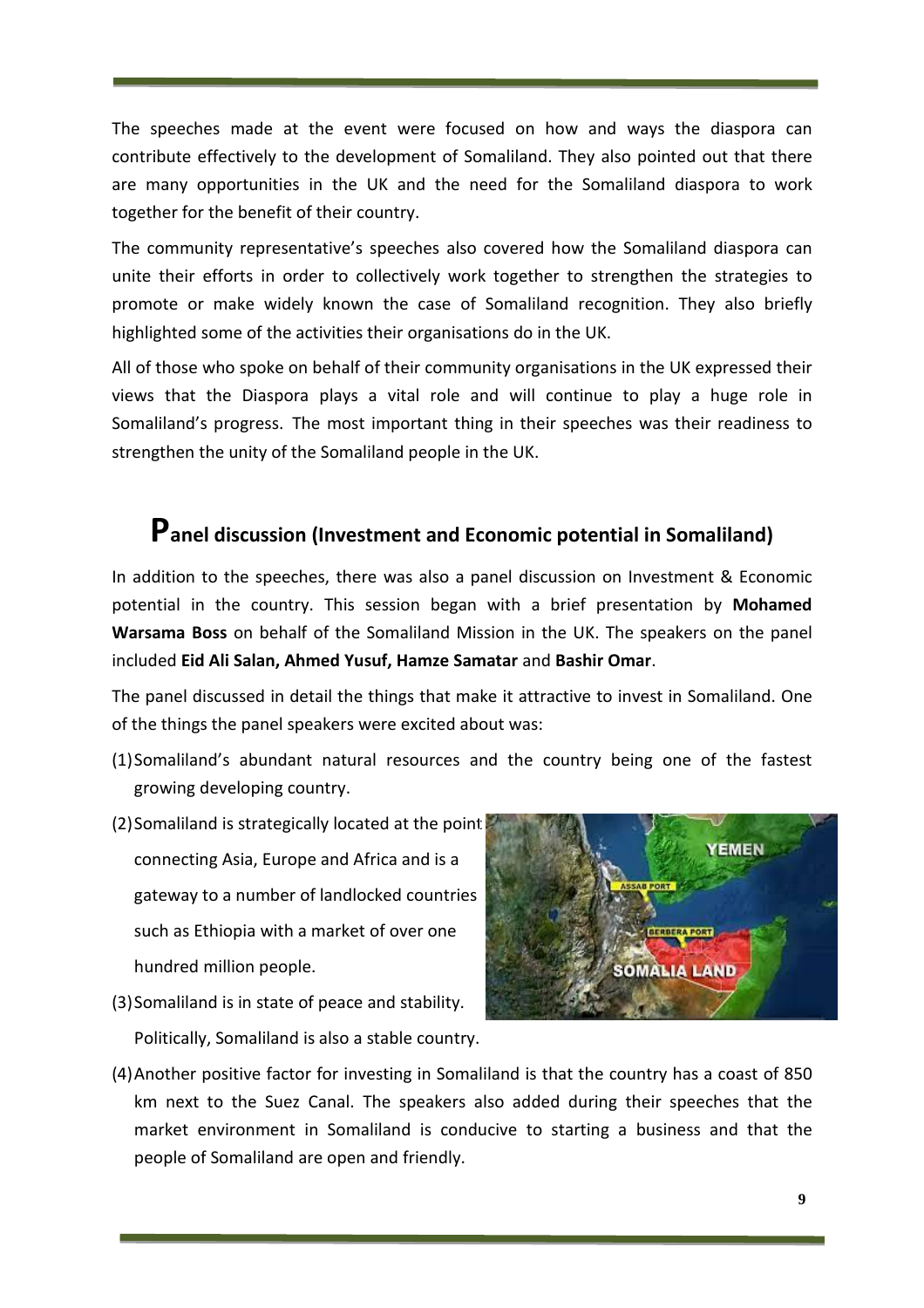The speeches made at the event were focused on how and ways the diaspora can contribute effectively to the development of Somaliland. They also pointed out that there are many opportunities in the UK and the need for the Somaliland diaspora to work together for the benefit of their country.

The community representative's speeches also covered how the Somaliland diaspora can unite their efforts in order to collectively work together to strengthen the strategies to promote or make widely known the case of Somaliland recognition. They also briefly highlighted some of the activities their organisations do in the UK.

All of those who spoke on behalf of their community organisations in the UK expressed their views that the Diaspora plays a vital role and will continue to play a huge role in Somaliland's progress. The most important thing in their speeches was their readiness to strengthen the unity of the Somaliland people in the UK.

## Panel discussion (Investment and Economic potential in Somaliland)

In addition to the speeches, there was also a panel discussion on Investment & Economic potential in the country. This session began with a brief presentation by **Mohamed Warsama Boss** on behalf of the Somaliland Mission in the UK. The speakers on the panel included **Eid Ali Salan, Ahmed Yusuf, Hamze Samatar** and **Bashir Omar**.

The panel discussed in detail the things that make it attractive to invest in Somaliland. One of the things the panel speakers were excited about was:

(1) Somaliland's abundant natural resources and the country being one of the fastest growing developing country.

(2) Somaliland is strategically located at the point connecting Asia, Europe and Africa and is a gateway to a number of landlocked countries such as Ethiopia with a market of over one hundred million people.

(3) Somaliland is in state of peace and stability. Politically, Somaliland is also a stable country.

(4) Another positive factor for investing in Somaliland is that the country has a coast of 850 km next to the Suez Canal. The speakers also added during their speeches that the market environment in Somaliland is conducive to starting a business and that the people of Somaliland are open and friendly.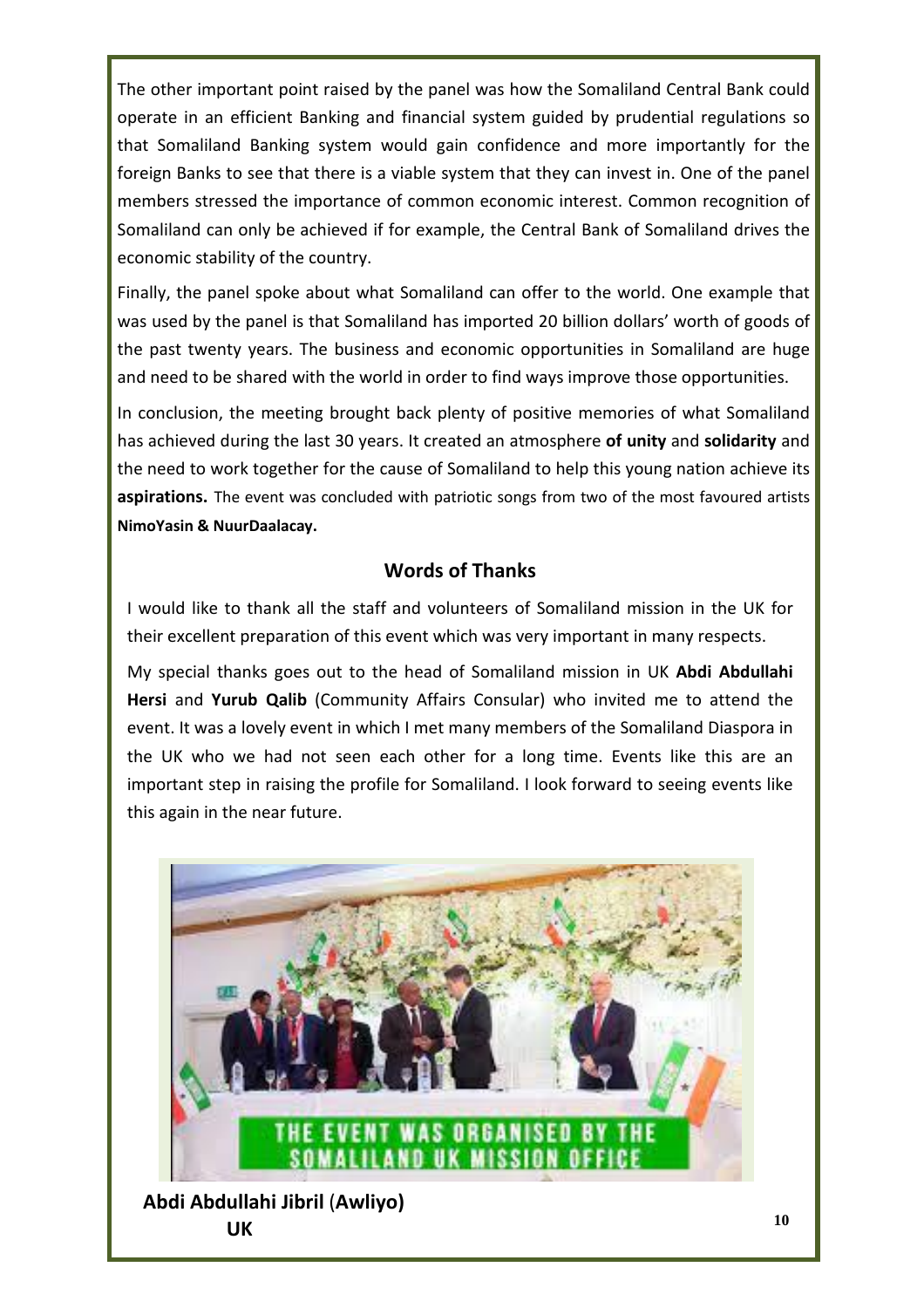The other important point raised by the panel was how the Somaliland Central Bank could operate in an efficient Banking and financial system guided by prudential regulations so that Somaliland Banking system would gain confidence and more importantly for the foreign Banks to see that there is a viable system that they can invest in. One of the panel members stressed the importance of common economic interest. Common recognition of Somaliland can only be achieved if for example, the Central Bank of Somaliland drives the economic stability of the country.

Finally, the panel spoke about what Somaliland can offer to the world. One example that was used by the panel is that Somaliland has imported 20 billion dollars' worth of goods of the past twenty years. The business and economic opportunities in Somaliland are huge and need to be shared with the world in order to find ways improve those opportunities.

In conclusion, the meeting brought back plenty of positive memories of what Somaliland has achieved during the last 30 years. It created an atmosphere **of unity** and **solidarity** and the need to work together for the cause of Somaliland to help this young nation achieve its **aspirations.** The event was concluded with patriotic songs from two of the most favoured artists **NimoYasin & NuurDaalacay.**

## Words of Thanks

I would like to thank all the staff and volunteers of Somaliland mission in the UK for their excellent preparation of this event which was very important in many respects.

My special thanks goes out to the head of Somaliland mission in UK **Abdi Abdullahi Hersi** and **Yurub Qalib** (Community Affairs Consular) who invited me to attend the event. It was a lovely event in which I met many members of the Somaliland Diaspora in the UK who we had not seen each other for a long time. Events like this are an important step in raising the profile for Somaliland. I look forward to seeing events like this again in the near future.

THE EVENT WAS ORGANISED BY THE SOMALILAND UK MISSION OFFICE

**Abdi Abdullahi Jibril (Awliyo)**
**UK**